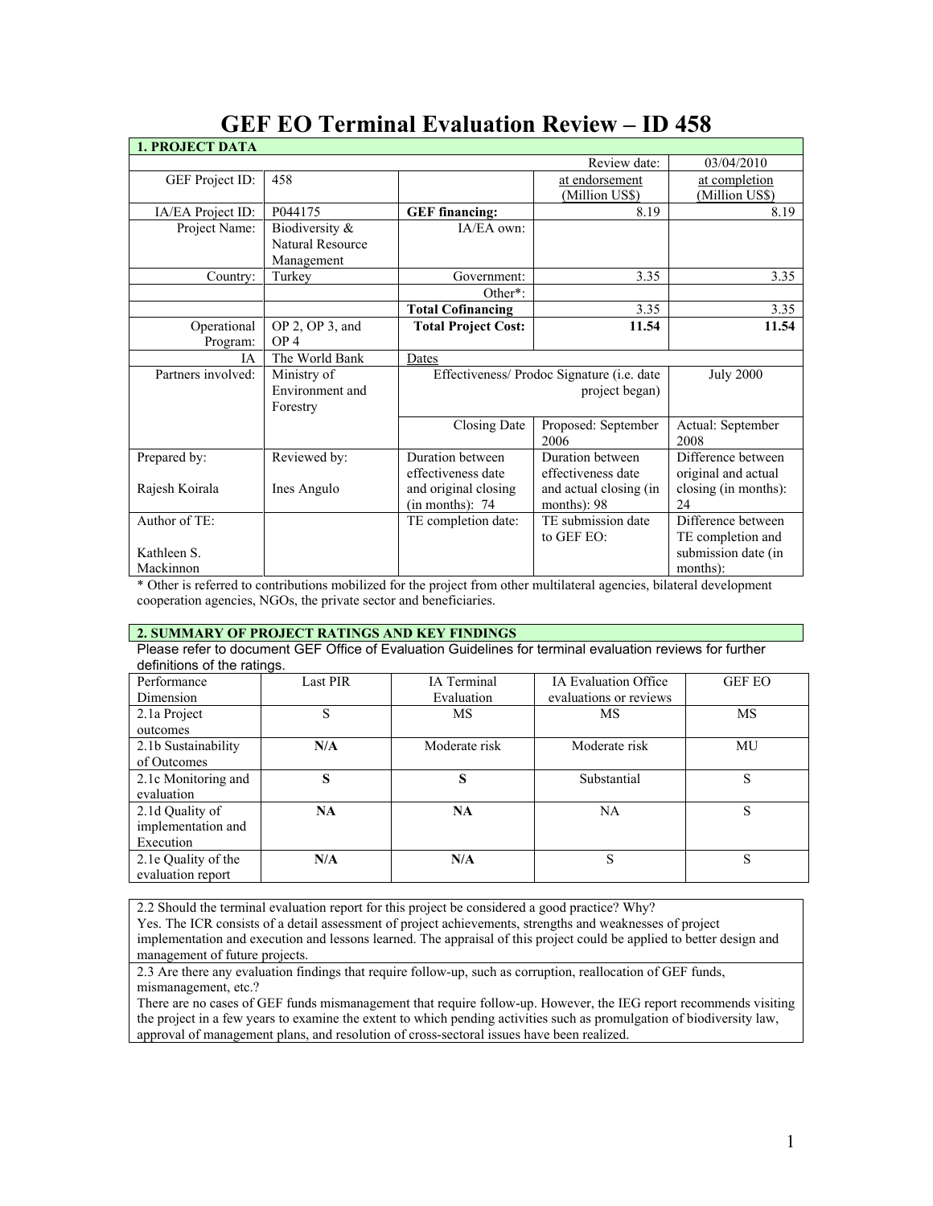# GEF EO Terminal Evaluation Review – ID 458

| 1. PROJECT DATA | | | | |
|---|---|---|---|---|
| | | | Review date: | 03/04/2010 |
| GEF Project ID: | 458 | | at endorsement (Million US$) | at completion (Million US$) |
| IA/EA Project ID: | P044175 | **GEF financing:** | 8.19 | 8.19 |
| Project Name: | Biodiversity & Natural Resource Management | IA/EA own: | | |
| Country: | Turkey | Government: | 3.35 | 3.35 |
| | | Other*: | | |
| | | **Total Cofinancing** | 3.35 | 3.35 |
| Operational Program: | OP 2, OP 3, and OP 4 | **Total Project Cost:** | **11.54** | **11.54** |
| IA | The World Bank | Dates | | |
| Partners involved: | Ministry of Environment and Forestry | Effectiveness/ Prodoc Signature (i.e. date project began) | | July 2000 |
| | | Closing Date | Proposed: September 2006 | Actual: September 2008 |
| Prepared by: Rajesh Koirala | Reviewed by: Ines Angulo | Duration between effectiveness date and original closing (in months): 74 | Duration between effectiveness date and actual closing (in months): 98 | Difference between original and actual closing (in months): 24 |
| Author of TE: Kathleen S. Mackinnon | | TE completion date: | TE submission date to GEF EO: | Difference between TE completion and submission date (in months): |

\* Other is referred to contributions mobilized for the project from other multilateral agencies, bilateral development cooperation agencies, NGOs, the private sector and beneficiaries.

## 2. SUMMARY OF PROJECT RATINGS AND KEY FINDINGS

Please refer to document GEF Office of Evaluation Guidelines for terminal evaluation reviews for further definitions of the ratings.

| Performance Dimension | Last PIR | IA Terminal Evaluation | IA Evaluation Office evaluations or reviews | GEF EO |
|---|---|---|---|---|
| 2.1a Project outcomes | S | MS | MS | MS |
| 2.1b Sustainability of Outcomes | **N/A** | Moderate risk | Moderate risk | MU |
| 2.1c Monitoring and evaluation | **S** | **S** | Substantial | S |
| 2.1d Quality of implementation and Execution | **NA** | **NA** | NA | S |
| 2.1e Quality of the evaluation report | **N/A** | **N/A** | S | S |

2.2 Should the terminal evaluation report for this project be considered a good practice? Why?

Yes. The ICR consists of a detail assessment of project achievements, strengths and weaknesses of project implementation and execution and lessons learned. The appraisal of this project could be applied to better design and management of future projects.

2.3 Are there any evaluation findings that require follow-up, such as corruption, reallocation of GEF funds, mismanagement, etc.?

There are no cases of GEF funds mismanagement that require follow-up. However, the IEG report recommends visiting the project in a few years to examine the extent to which pending activities such as promulgation of biodiversity law, approval of management plans, and resolution of cross-sectoral issues have been realized.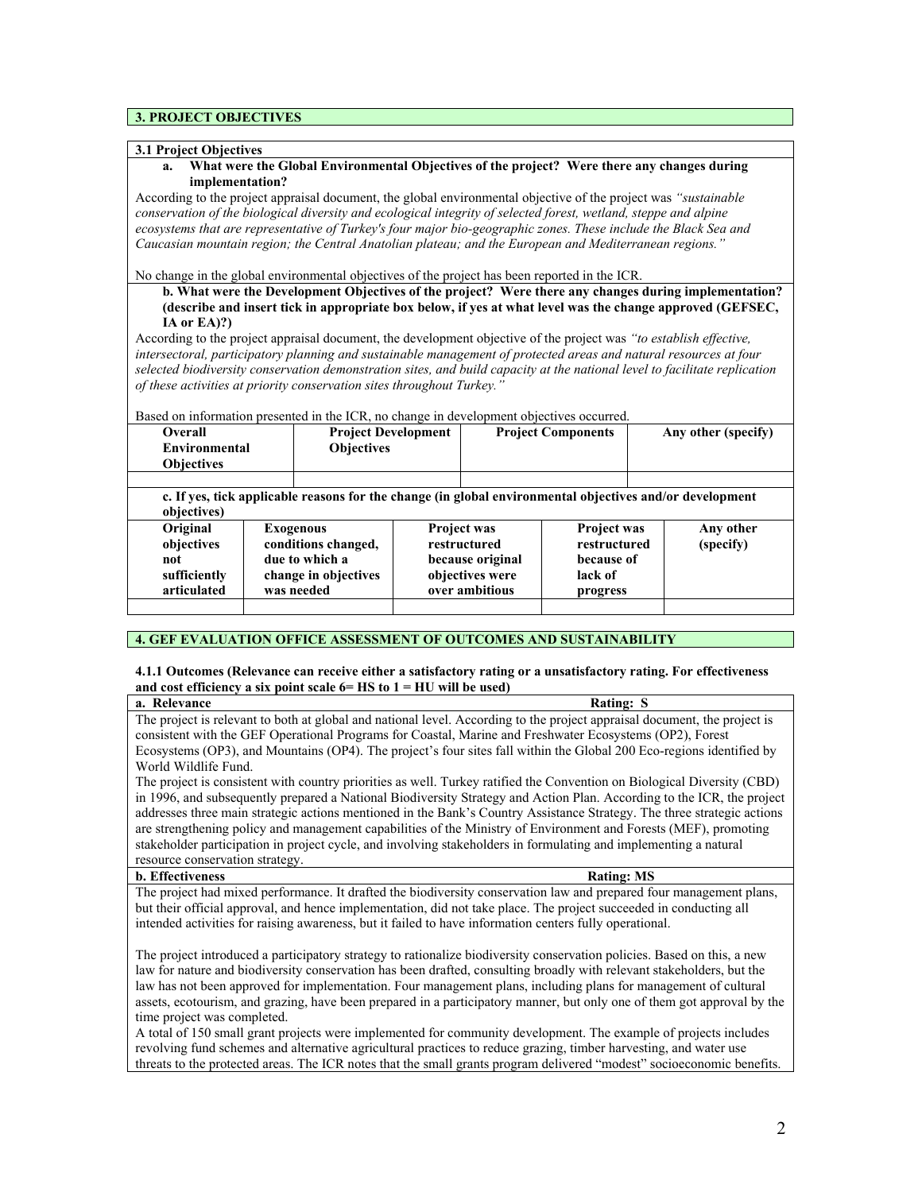## 3. PROJECT OBJECTIVES

### 3.1 Project Objectives

**a. What were the Global Environmental Objectives of the project? Were there any changes during implementation?**

According to the project appraisal document, the global environmental objective of the project was *"sustainable conservation of the biological diversity and ecological integrity of selected forest, wetland, steppe and alpine ecosystems that are representative of Turkey's four major bio-geographic zones. These include the Black Sea and Caucasian mountain region; the Central Anatolian plateau; and the European and Mediterranean regions."*

No change in the global environmental objectives of the project has been reported in the ICR.

**b. What were the Development Objectives of the project? Were there any changes during implementation? (describe and insert tick in appropriate box below, if yes at what level was the change approved (GEFSEC, IA or EA)?)**

According to the project appraisal document, the development objective of the project was *"to establish effective, intersectoral, participatory planning and sustainable management of protected areas and natural resources at four selected biodiversity conservation demonstration sites, and build capacity at the national level to facilitate replication of these activities at priority conservation sites throughout Turkey."*

Based on information presented in the ICR, no change in development objectives occurred.

| Overall Environmental Objectives | Project Development Objectives | Project Components | Any other (specify) |
|---|---|---|---|
| | | | |

**c. If yes, tick applicable reasons for the change (in global environmental objectives and/or development objectives)**

| Original objectives not sufficiently articulated | Exogenous conditions changed, due to which a change in objectives was needed | Project was restructured because original objectives were over ambitious | Project was restructured because of lack of progress | Any other (specify) |
|---|---|---|---|---|
| | | | | |

## 4. GEF EVALUATION OFFICE ASSESSMENT OF OUTCOMES AND SUSTAINABILITY

**4.1.1 Outcomes (Relevance can receive either a satisfactory rating or a unsatisfactory rating. For effectiveness and cost efficiency a six point scale 6= HS to 1 = HU will be used)**

**a. Relevance** **Rating: S**

The project is relevant to both at global and national level. According to the project appraisal document, the project is consistent with the GEF Operational Programs for Coastal, Marine and Freshwater Ecosystems (OP2), Forest Ecosystems (OP3), and Mountains (OP4). The project's four sites fall within the Global 200 Eco-regions identified by World Wildlife Fund.

The project is consistent with country priorities as well. Turkey ratified the Convention on Biological Diversity (CBD) in 1996, and subsequently prepared a National Biodiversity Strategy and Action Plan. According to the ICR, the project addresses three main strategic actions mentioned in the Bank's Country Assistance Strategy. The three strategic actions are strengthening policy and management capabilities of the Ministry of Environment and Forests (MEF), promoting stakeholder participation in project cycle, and involving stakeholders in formulating and implementing a natural resource conservation strategy.

**b. Effectiveness** **Rating: MS**

The project had mixed performance. It drafted the biodiversity conservation law and prepared four management plans, but their official approval, and hence implementation, did not take place. The project succeeded in conducting all intended activities for raising awareness, but it failed to have information centers fully operational.

The project introduced a participatory strategy to rationalize biodiversity conservation policies. Based on this, a new law for nature and biodiversity conservation has been drafted, consulting broadly with relevant stakeholders, but the law has not been approved for implementation. Four management plans, including plans for management of cultural assets, ecotourism, and grazing, have been prepared in a participatory manner, but only one of them got approval by the time project was completed.

A total of 150 small grant projects were implemented for community development. The example of projects includes revolving fund schemes and alternative agricultural practices to reduce grazing, timber harvesting, and water use threats to the protected areas. The ICR notes that the small grants program delivered "modest" socioeconomic benefits.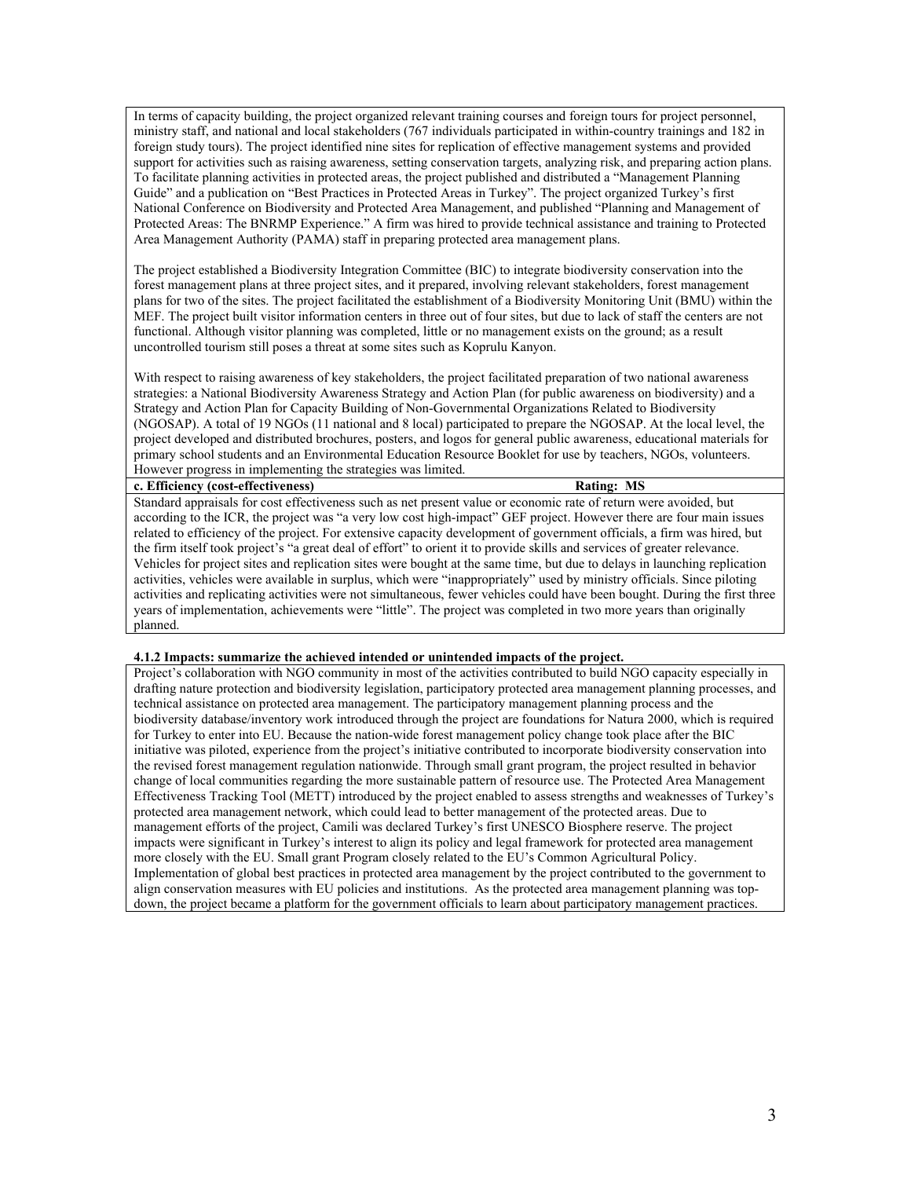In terms of capacity building, the project organized relevant training courses and foreign tours for project personnel, ministry staff, and national and local stakeholders (767 individuals participated in within-country trainings and 182 in foreign study tours). The project identified nine sites for replication of effective management systems and provided support for activities such as raising awareness, setting conservation targets, analyzing risk, and preparing action plans. To facilitate planning activities in protected areas, the project published and distributed a "Management Planning Guide" and a publication on "Best Practices in Protected Areas in Turkey". The project organized Turkey's first National Conference on Biodiversity and Protected Area Management, and published "Planning and Management of Protected Areas: The BNRMP Experience." A firm was hired to provide technical assistance and training to Protected Area Management Authority (PAMA) staff in preparing protected area management plans.

The project established a Biodiversity Integration Committee (BIC) to integrate biodiversity conservation into the forest management plans at three project sites, and it prepared, involving relevant stakeholders, forest management plans for two of the sites. The project facilitated the establishment of a Biodiversity Monitoring Unit (BMU) within the MEF. The project built visitor information centers in three out of four sites, but due to lack of staff the centers are not functional. Although visitor planning was completed, little or no management exists on the ground; as a result uncontrolled tourism still poses a threat at some sites such as Koprulu Kanyon.

With respect to raising awareness of key stakeholders, the project facilitated preparation of two national awareness strategies: a National Biodiversity Awareness Strategy and Action Plan (for public awareness on biodiversity) and a Strategy and Action Plan for Capacity Building of Non-Governmental Organizations Related to Biodiversity (NGOSAP). A total of 19 NGOs (11 national and 8 local) participated to prepare the NGOSAP. At the local level, the project developed and distributed brochures, posters, and logos for general public awareness, educational materials for primary school students and an Environmental Education Resource Booklet for use by teachers, NGOs, volunteers. However progress in implementing the strategies was limited.

**c. Efficiency (cost-effectiveness)** **Rating: MS**

Standard appraisals for cost effectiveness such as net present value or economic rate of return were avoided, but according to the ICR, the project was "a very low cost high-impact" GEF project. However there are four main issues related to efficiency of the project. For extensive capacity development of government officials, a firm was hired, but the firm itself took project's "a great deal of effort" to orient it to provide skills and services of greater relevance. Vehicles for project sites and replication sites were bought at the same time, but due to delays in launching replication activities, vehicles were available in surplus, which were "inappropriately" used by ministry officials. Since piloting activities and replicating activities were not simultaneous, fewer vehicles could have been bought. During the first three years of implementation, achievements were "little". The project was completed in two more years than originally planned.

**4.1.2 Impacts: summarize the achieved intended or unintended impacts of the project.**

Project's collaboration with NGO community in most of the activities contributed to build NGO capacity especially in drafting nature protection and biodiversity legislation, participatory protected area management planning processes, and technical assistance on protected area management. The participatory management planning process and the biodiversity database/inventory work introduced through the project are foundations for Natura 2000, which is required for Turkey to enter into EU. Because the nation-wide forest management policy change took place after the BIC initiative was piloted, experience from the project's initiative contributed to incorporate biodiversity conservation into the revised forest management regulation nationwide. Through small grant program, the project resulted in behavior change of local communities regarding the more sustainable pattern of resource use. The Protected Area Management Effectiveness Tracking Tool (METT) introduced by the project enabled to assess strengths and weaknesses of Turkey's protected area management network, which could lead to better management of the protected areas. Due to management efforts of the project, Camili was declared Turkey's first UNESCO Biosphere reserve. The project impacts were significant in Turkey's interest to align its policy and legal framework for protected area management more closely with the EU. Small grant Program closely related to the EU's Common Agricultural Policy. Implementation of global best practices in protected area management by the project contributed to the government to align conservation measures with EU policies and institutions. As the protected area management planning was top-down, the project became a platform for the government officials to learn about participatory management practices.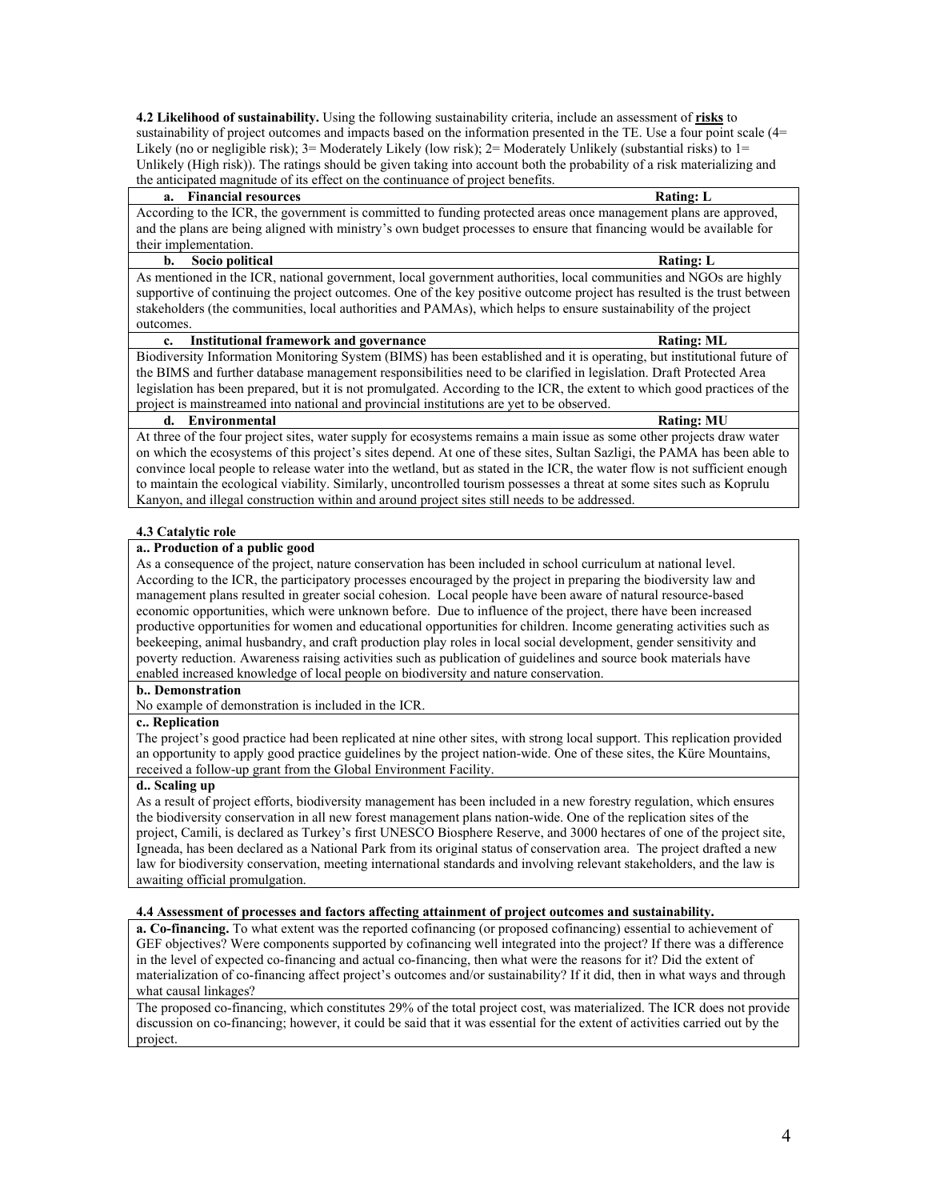**4.2 Likelihood of sustainability.** Using the following sustainability criteria, include an assessment of **risks** to sustainability of project outcomes and impacts based on the information presented in the TE. Use a four point scale (4= Likely (no or negligible risk); 3= Moderately Likely (low risk); 2= Moderately Unlikely (substantial risks) to 1= Unlikely (High risk)). The ratings should be given taking into account both the probability of a risk materializing and the anticipated magnitude of its effect on the continuance of project benefits.

| **a. Financial resources** | **Rating: L** |
|---|---|
| According to the ICR, the government is committed to funding protected areas once management plans are approved, and the plans are being aligned with ministry's own budget processes to ensure that financing would be available for their implementation. | |
| **b. Socio political** | **Rating: L** |
| As mentioned in the ICR, national government, local government authorities, local communities and NGOs are highly supportive of continuing the project outcomes. One of the key positive outcome project has resulted is the trust between stakeholders (the communities, local authorities and PAMAs), which helps to ensure sustainability of the project outcomes. | |
| **c. Institutional framework and governance** | **Rating: ML** |
| Biodiversity Information Monitoring System (BIMS) has been established and it is operating, but institutional future of the BIMS and further database management responsibilities need to be clarified in legislation. Draft Protected Area legislation has been prepared, but it is not promulgated. According to the ICR, the extent to which good practices of the project is mainstreamed into national and provincial institutions are yet to be observed. | |
| **d. Environmental** | **Rating: MU** |
| At three of the four project sites, water supply for ecosystems remains a main issue as some other projects draw water on which the ecosystems of this project's sites depend. At one of these sites, Sultan Sazligi, the PAMA has been able to convince local people to release water into the wetland, but as stated in the ICR, the water flow is not sufficient enough to maintain the ecological viability. Similarly, uncontrolled tourism possesses a threat at some sites such as Koprulu Kanyon, and illegal construction within and around project sites still needs to be addressed. | |

**4.3 Catalytic role**

| **a.. Production of a public good** |
|---|
| As a consequence of the project, nature conservation has been included in school curriculum at national level. According to the ICR, the participatory processes encouraged by the project in preparing the biodiversity law and management plans resulted in greater social cohesion. Local people have been aware of natural resource-based economic opportunities, which were unknown before. Due to influence of the project, there have been increased productive opportunities for women and educational opportunities for children. Income generating activities such as beekeeping, animal husbandry, and craft production play roles in local social development, gender sensitivity and poverty reduction. Awareness raising activities such as publication of guidelines and source book materials have enabled increased knowledge of local people on biodiversity and nature conservation. |
| **b.. Demonstration** |
| No example of demonstration is included in the ICR. |
| **c.. Replication** |
| The project's good practice had been replicated at nine other sites, with strong local support. This replication provided an opportunity to apply good practice guidelines by the project nation-wide. One of these sites, the Küre Mountains, received a follow-up grant from the Global Environment Facility. |
| **d.. Scaling up** |
| As a result of project efforts, biodiversity management has been included in a new forestry regulation, which ensures the biodiversity conservation in all new forest management plans nation-wide. One of the replication sites of the project, Camili, is declared as Turkey's first UNESCO Biosphere Reserve, and 3000 hectares of one of the project site, Igneada, has been declared as a National Park from its original status of conservation area. The project drafted a new law for biodiversity conservation, meeting international standards and involving relevant stakeholders, and the law is awaiting official promulgation. |

**4.4 Assessment of processes and factors affecting attainment of project outcomes and sustainability.**

| **a. Co-financing.** To what extent was the reported cofinancing (or proposed cofinancing) essential to achievement of GEF objectives? Were components supported by cofinancing well integrated into the project? If there was a difference in the level of expected co-financing and actual co-financing, then what were the reasons for it? Did the extent of materialization of co-financing affect project's outcomes and/or sustainability? If it did, then in what ways and through what causal linkages? |
|---|
| The proposed co-financing, which constitutes 29% of the total project cost, was materialized. The ICR does not provide discussion on co-financing; however, it could be said that it was essential for the extent of activities carried out by the project. |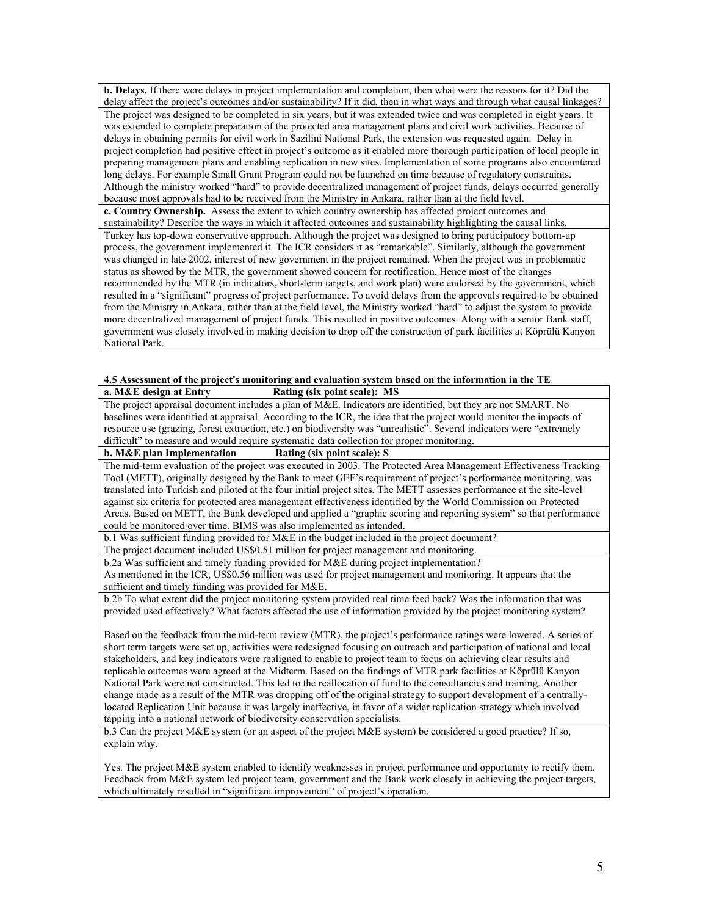**b. Delays.** If there were delays in project implementation and completion, then what were the reasons for it? Did the delay affect the project's outcomes and/or sustainability? If it did, then in what ways and through what causal linkages?

The project was designed to be completed in six years, but it was extended twice and was completed in eight years. It was extended to complete preparation of the protected area management plans and civil work activities. Because of delays in obtaining permits for civil work in Sazilini National Park, the extension was requested again. Delay in project completion had positive effect in project's outcome as it enabled more thorough participation of local people in preparing management plans and enabling replication in new sites. Implementation of some programs also encountered long delays. For example Small Grant Program could not be launched on time because of regulatory constraints. Although the ministry worked "hard" to provide decentralized management of project funds, delays occurred generally because most approvals had to be received from the Ministry in Ankara, rather than at the field level.

**c. Country Ownership.** Assess the extent to which country ownership has affected project outcomes and sustainability? Describe the ways in which it affected outcomes and sustainability highlighting the causal links.

Turkey has top-down conservative approach. Although the project was designed to bring participatory bottom-up process, the government implemented it. The ICR considers it as "remarkable". Similarly, although the government was changed in late 2002, interest of new government in the project remained. When the project was in problematic status as showed by the MTR, the government showed concern for rectification. Hence most of the changes recommended by the MTR (in indicators, short-term targets, and work plan) were endorsed by the government, which resulted in a "significant" progress of project performance. To avoid delays from the approvals required to be obtained from the Ministry in Ankara, rather than at the field level, the Ministry worked "hard" to adjust the system to provide more decentralized management of project funds. This resulted in positive outcomes. Along with a senior Bank staff, government was closely involved in making decision to drop off the construction of park facilities at Köprülü Kanyon National Park.

### 4.5 Assessment of the project's monitoring and evaluation system based on the information in the TE

**a. M&E design at Entry — Rating (six point scale): MS**

The project appraisal document includes a plan of M&E. Indicators are identified, but they are not SMART. No baselines were identified at appraisal. According to the ICR, the idea that the project would monitor the impacts of resource use (grazing, forest extraction, etc.) on biodiversity was "unrealistic". Several indicators were "extremely difficult" to measure and would require systematic data collection for proper monitoring.

**b. M&E plan Implementation — Rating (six point scale): S**

The mid-term evaluation of the project was executed in 2003. The Protected Area Management Effectiveness Tracking Tool (METT), originally designed by the Bank to meet GEF's requirement of project's performance monitoring, was translated into Turkish and piloted at the four initial project sites. The METT assesses performance at the site-level against six criteria for protected area management effectiveness identified by the World Commission on Protected Areas. Based on METT, the Bank developed and applied a "graphic scoring and reporting system" so that performance could be monitored over time. BIMS was also implemented as intended.

b.1 Was sufficient funding provided for M&E in the budget included in the project document?

The project document included US$0.51 million for project management and monitoring.

b.2a Was sufficient and timely funding provided for M&E during project implementation?

As mentioned in the ICR, US$0.56 million was used for project management and monitoring. It appears that the sufficient and timely funding was provided for M&E.

b.2b To what extent did the project monitoring system provided real time feed back? Was the information that was provided used effectively? What factors affected the use of information provided by the project monitoring system?

Based on the feedback from the mid-term review (MTR), the project's performance ratings were lowered. A series of short term targets were set up, activities were redesigned focusing on outreach and participation of national and local stakeholders, and key indicators were realigned to enable to project team to focus on achieving clear results and replicable outcomes were agreed at the Midterm. Based on the findings of MTR park facilities at Köprülü Kanyon National Park were not constructed. This led to the reallocation of fund to the consultancies and training. Another change made as a result of the MTR was dropping off of the original strategy to support development of a centrally-located Replication Unit because it was largely ineffective, in favor of a wider replication strategy which involved tapping into a national network of biodiversity conservation specialists.

b.3 Can the project M&E system (or an aspect of the project M&E system) be considered a good practice? If so, explain why.

Yes. The project M&E system enabled to identify weaknesses in project performance and opportunity to rectify them. Feedback from M&E system led project team, government and the Bank work closely in achieving the project targets, which ultimately resulted in "significant improvement" of project's operation.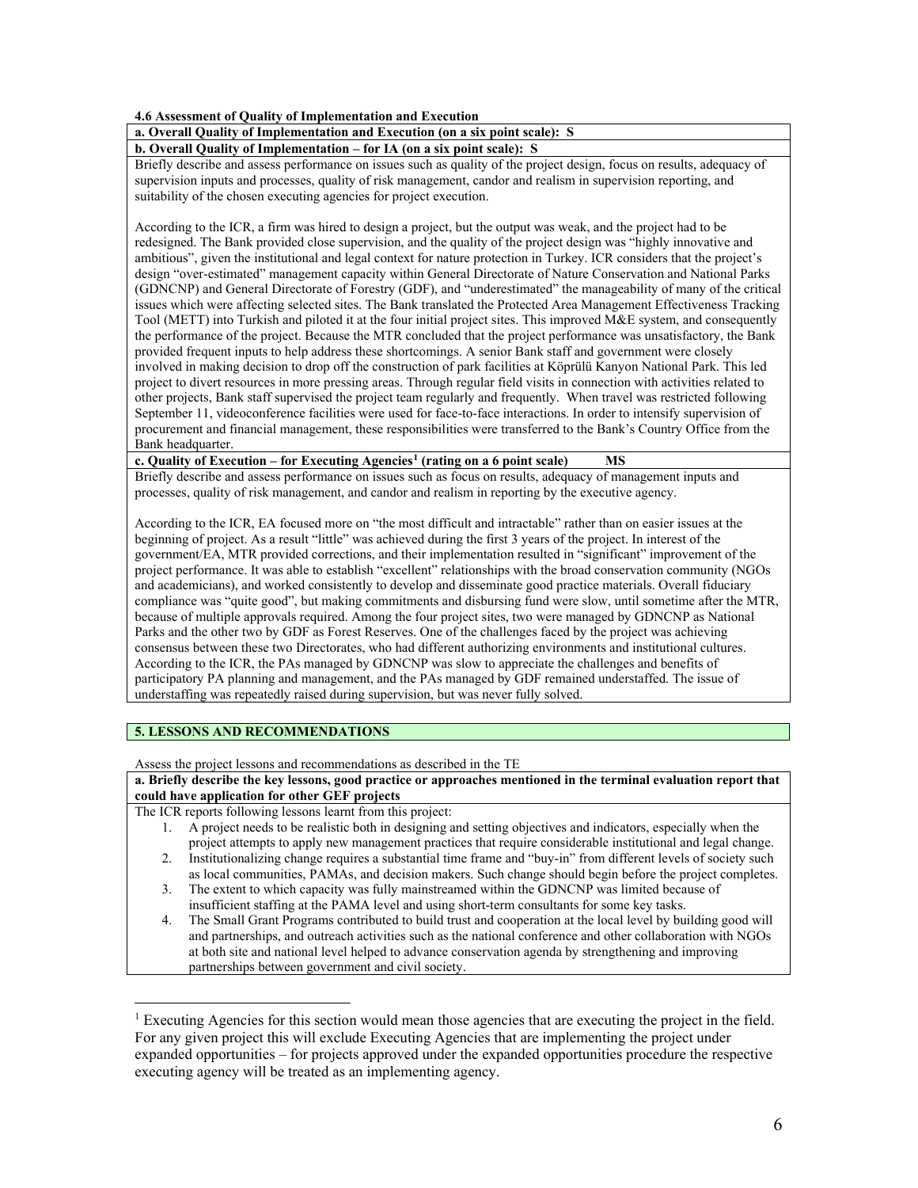**4.6 Assessment of Quality of Implementation and Execution**

**a. Overall Quality of Implementation and Execution (on a six point scale): S**

**b. Overall Quality of Implementation – for IA (on a six point scale): S**

Briefly describe and assess performance on issues such as quality of the project design, focus on results, adequacy of supervision inputs and processes, quality of risk management, candor and realism in supervision reporting, and suitability of the chosen executing agencies for project execution.

According to the ICR, a firm was hired to design a project, but the output was weak, and the project had to be redesigned. The Bank provided close supervision, and the quality of the project design was "highly innovative and ambitious", given the institutional and legal context for nature protection in Turkey. ICR considers that the project's design "over-estimated" management capacity within General Directorate of Nature Conservation and National Parks (GDNCNP) and General Directorate of Forestry (GDF), and "underestimated" the manageability of many of the critical issues which were affecting selected sites. The Bank translated the Protected Area Management Effectiveness Tracking Tool (METT) into Turkish and piloted it at the four initial project sites. This improved M&E system, and consequently the performance of the project. Because the MTR concluded that the project performance was unsatisfactory, the Bank provided frequent inputs to help address these shortcomings. A senior Bank staff and government were closely involved in making decision to drop off the construction of park facilities at Köprülü Kanyon National Park. This led project to divert resources in more pressing areas. Through regular field visits in connection with activities related to other projects, Bank staff supervised the project team regularly and frequently. When travel was restricted following September 11, videoconference facilities were used for face-to-face interactions. In order to intensify supervision of procurement and financial management, these responsibilities were transferred to the Bank's Country Office from the Bank headquarter.

**c. Quality of Execution – for Executing Agencies[1] (rating on a 6 point scale) MS**

Briefly describe and assess performance on issues such as focus on results, adequacy of management inputs and processes, quality of risk management, and candor and realism in reporting by the executive agency.

According to the ICR, EA focused more on "the most difficult and intractable" rather than on easier issues at the beginning of project. As a result "little" was achieved during the first 3 years of the project. In interest of the government/EA, MTR provided corrections, and their implementation resulted in "significant" improvement of the project performance. It was able to establish "excellent" relationships with the broad conservation community (NGOs and academicians), and worked consistently to develop and disseminate good practice materials. Overall fiduciary compliance was "quite good", but making commitments and disbursing fund were slow, until sometime after the MTR, because of multiple approvals required. Among the four project sites, two were managed by GDNCNP as National Parks and the other two by GDF as Forest Reserves. One of the challenges faced by the project was achieving consensus between these two Directorates, who had different authorizing environments and institutional cultures. According to the ICR, the PAs managed by GDNCNP was slow to appreciate the challenges and benefits of participatory PA planning and management, and the PAs managed by GDF remained understaffed. The issue of understaffing was repeatedly raised during supervision, but was never fully solved.

## 5. LESSONS AND RECOMMENDATIONS

Assess the project lessons and recommendations as described in the TE

**a. Briefly describe the key lessons, good practice or approaches mentioned in the terminal evaluation report that could have application for other GEF projects**

The ICR reports following lessons learnt from this project:

1. A project needs to be realistic both in designing and setting objectives and indicators, especially when the project attempts to apply new management practices that require considerable institutional and legal change.
2. Institutionalizing change requires a substantial time frame and "buy-in" from different levels of society such as local communities, PAMAs, and decision makers. Such change should begin before the project completes.
3. The extent to which capacity was fully mainstreamed within the GDNCNP was limited because of insufficient staffing at the PAMA level and using short-term consultants for some key tasks.
4. The Small Grant Programs contributed to build trust and cooperation at the local level by building good will and partnerships, and outreach activities such as the national conference and other collaboration with NGOs at both site and national level helped to advance conservation agenda by strengthening and improving partnerships between government and civil society.

---

[1] Executing Agencies for this section would mean those agencies that are executing the project in the field. For any given project this will exclude Executing Agencies that are implementing the project under expanded opportunities – for projects approved under the expanded opportunities procedure the respective executing agency will be treated as an implementing agency.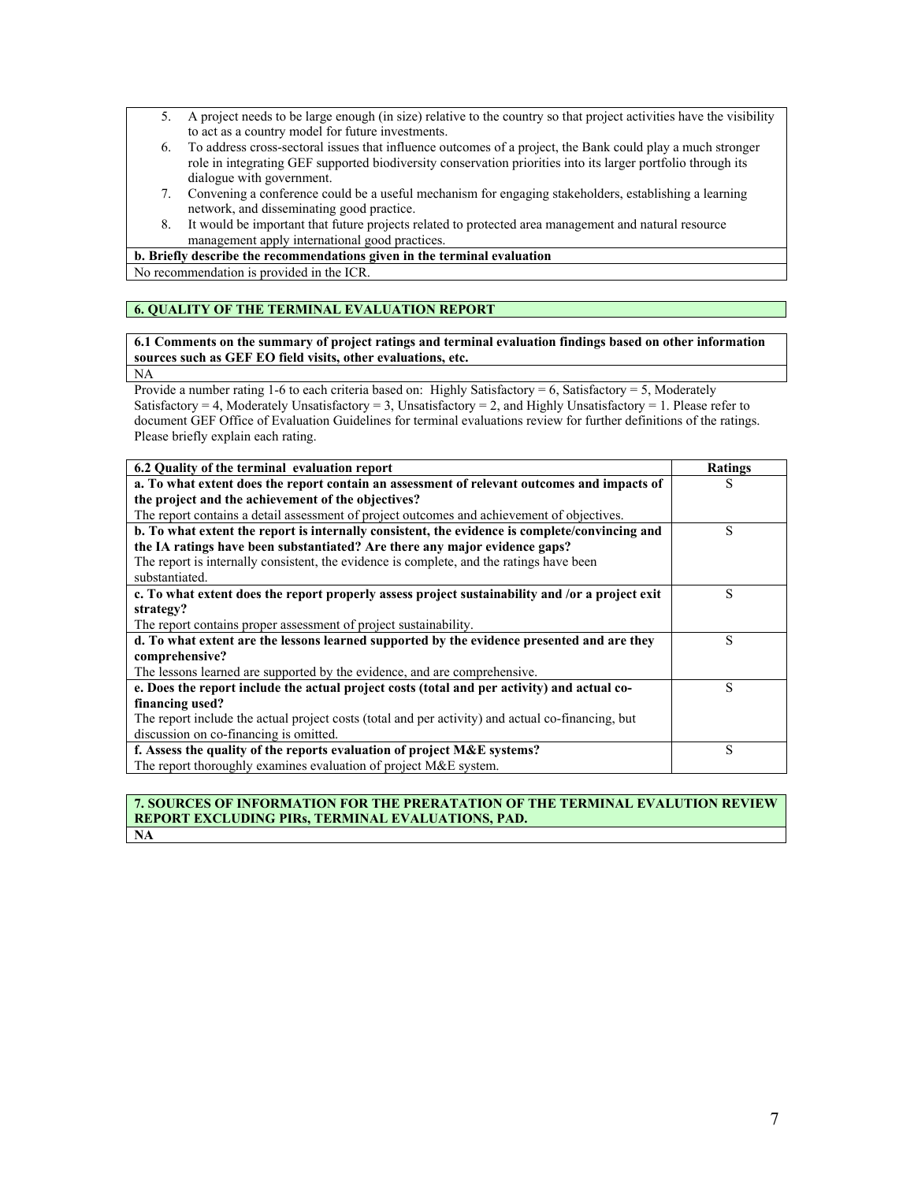5. A project needs to be large enough (in size) relative to the country so that project activities have the visibility to act as a country model for future investments.
6. To address cross-sectoral issues that influence outcomes of a project, the Bank could play a much stronger role in integrating GEF supported biodiversity conservation priorities into its larger portfolio through its dialogue with government.
7. Convening a conference could be a useful mechanism for engaging stakeholders, establishing a learning network, and disseminating good practice.
8. It would be important that future projects related to protected area management and natural resource management apply international good practices.

**b. Briefly describe the recommendations given in the terminal evaluation**

No recommendation is provided in the ICR.

## 6. QUALITY OF THE TERMINAL EVALUATION REPORT

**6.1 Comments on the summary of project ratings and terminal evaluation findings based on other information sources such as GEF EO field visits, other evaluations, etc.**

NA

Provide a number rating 1-6 to each criteria based on: Highly Satisfactory = 6, Satisfactory = 5, Moderately Satisfactory = 4, Moderately Unsatisfactory = 3, Unsatisfactory = 2, and Highly Unsatisfactory = 1. Please refer to document GEF Office of Evaluation Guidelines for terminal evaluations review for further definitions of the ratings. Please briefly explain each rating.

| 6.2 Quality of the terminal evaluation report | Ratings |
|---|---|
| **a. To what extent does the report contain an assessment of relevant outcomes and impacts of the project and the achievement of the objectives?** The report contains a detail assessment of project outcomes and achievement of objectives. | S |
| **b. To what extent the report is internally consistent, the evidence is complete/convincing and the IA ratings have been substantiated? Are there any major evidence gaps?** The report is internally consistent, the evidence is complete, and the ratings have been substantiated. | S |
| **c. To what extent does the report properly assess project sustainability and /or a project exit strategy?** The report contains proper assessment of project sustainability. | S |
| **d. To what extent are the lessons learned supported by the evidence presented and are they comprehensive?** The lessons learned are supported by the evidence, and are comprehensive. | S |
| **e. Does the report include the actual project costs (total and per activity) and actual co-financing used?** The report include the actual project costs (total and per activity) and actual co-financing, but discussion on co-financing is omitted. | S |
| **f. Assess the quality of the reports evaluation of project M&E systems?** The report thoroughly examines evaluation of project M&E system. | S |

## 7. SOURCES OF INFORMATION FOR THE PRERATATION OF THE TERMINAL EVALUTION REVIEW REPORT EXCLUDING PIRs, TERMINAL EVALUATIONS, PAD.

**NA**